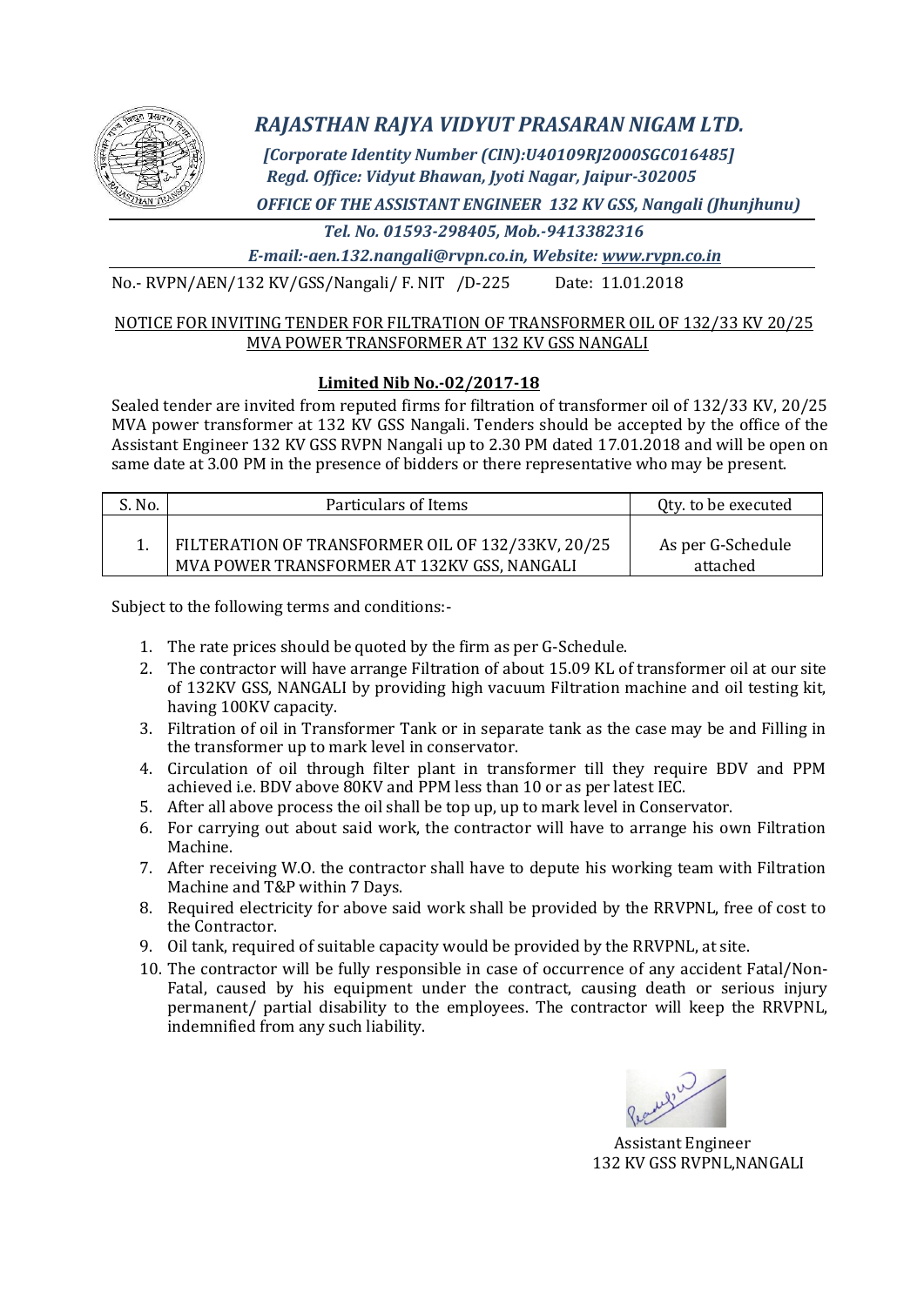# *RAJASTHAN RAJYA VIDYUT PRASARAN NIGAM LTD.*

***[Corporate Identity Number (CIN):U40109RJ2000SGC016485]***
***Regd. Office: Vidyut Bhawan, Jyoti Nagar, Jaipur-302005***

***OFFICE OF THE ASSISTANT ENGINEER 132 KV GSS, Nangali (Jhunjhunu)***

***Tel. No. 01593-298405, Mob.-9413382316***

***E-mail:-aen.132.nangali@rvpn.co.in, Website: www.rvpn.co.in***

No.- RVPN/AEN/132 KV/GSS/Nangali/ F. NIT /D-225 Date: 11.01.2018

NOTICE FOR INVITING TENDER FOR FILTRATION OF TRANSFORMER OIL OF 132/33 KV 20/25 MVA POWER TRANSFORMER AT 132 KV GSS NANGALI

**Limited Nib No.-02/2017-18**

Sealed tender are invited from reputed firms for filtration of transformer oil of 132/33 KV, 20/25 MVA power transformer at 132 KV GSS Nangali. Tenders should be accepted by the office of the Assistant Engineer 132 KV GSS RVPN Nangali up to 2.30 PM dated 17.01.2018 and will be open on same date at 3.00 PM in the presence of bidders or there representative who may be present.

| S. No. | Particulars of Items | Qty. to be executed |
|---|---|---|
| 1. | FILTERATION OF TRANSFORMER OIL OF 132/33KV, 20/25 MVA POWER TRANSFORMER AT 132KV GSS, NANGALI | As per G-Schedule attached |

Subject to the following terms and conditions:-

1. The rate prices should be quoted by the firm as per G-Schedule.
2. The contractor will have arrange Filtration of about 15.09 KL of transformer oil at our site of 132KV GSS, NANGALI by providing high vacuum Filtration machine and oil testing kit, having 100KV capacity.
3. Filtration of oil in Transformer Tank or in separate tank as the case may be and Filling in the transformer up to mark level in conservator.
4. Circulation of oil through filter plant in transformer till they require BDV and PPM achieved i.e. BDV above 80KV and PPM less than 10 or as per latest IEC.
5. After all above process the oil shall be top up, up to mark level in Conservator.
6. For carrying out about said work, the contractor will have to arrange his own Filtration Machine.
7. After receiving W.O. the contractor shall have to depute his working team with Filtration Machine and T&P within 7 Days.
8. Required electricity for above said work shall be provided by the RRVPNL, free of cost to the Contractor.
9. Oil tank, required of suitable capacity would be provided by the RRVPNL, at site.
10. The contractor will be fully responsible in case of occurrence of any accident Fatal/Non-Fatal, caused by his equipment under the contract, causing death or serious injury permanent/ partial disability to the employees. The contractor will keep the RRVPNL, indemnified from any such liability.

Assistant Engineer
132 KV GSS RVPNL,NANGALI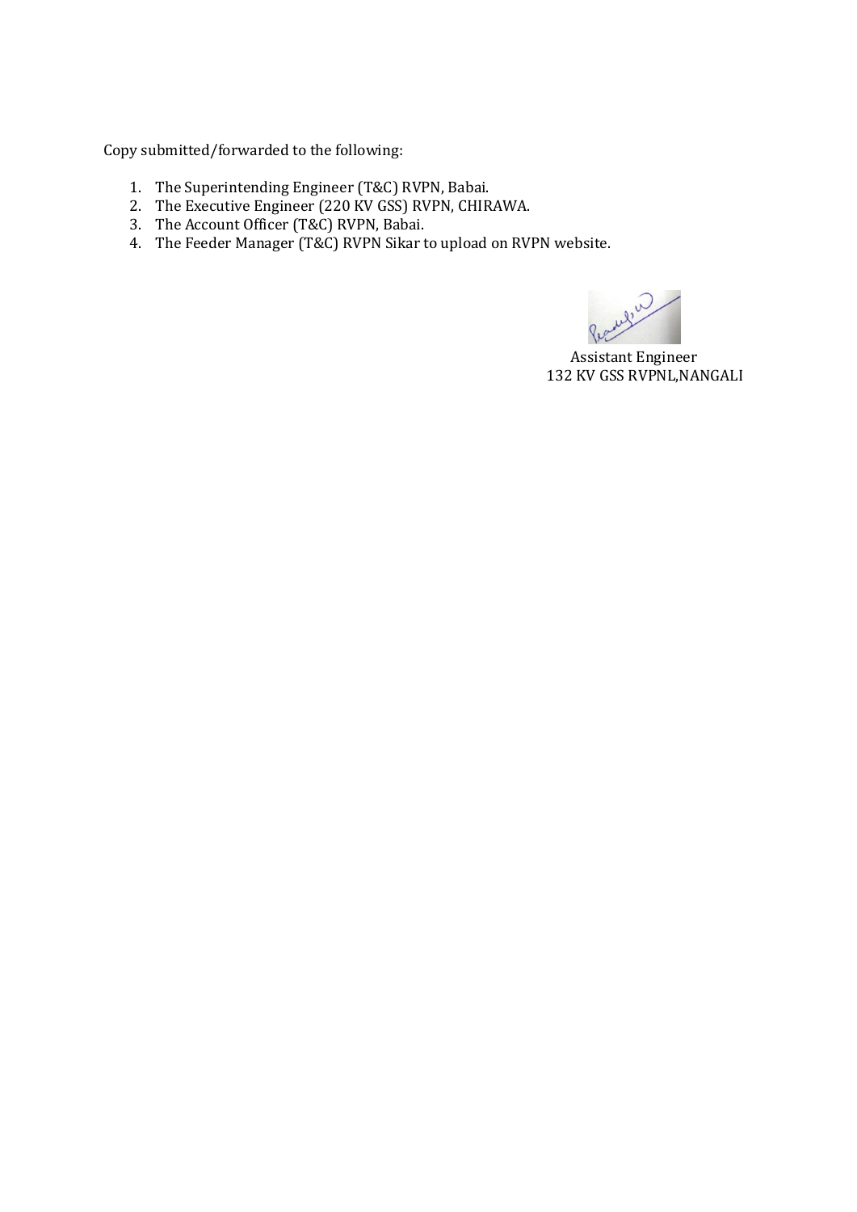Copy submitted/forwarded to the following:

1. The Superintending Engineer (T&C) RVPN, Babai.
2. The Executive Engineer (220 KV GSS) RVPN, CHIRAWA.
3. The Account Officer (T&C) RVPN, Babai.
4. The Feeder Manager (T&C) RVPN Sikar to upload on RVPN website.

Assistant Engineer
132 KV GSS RVPNL,NANGALI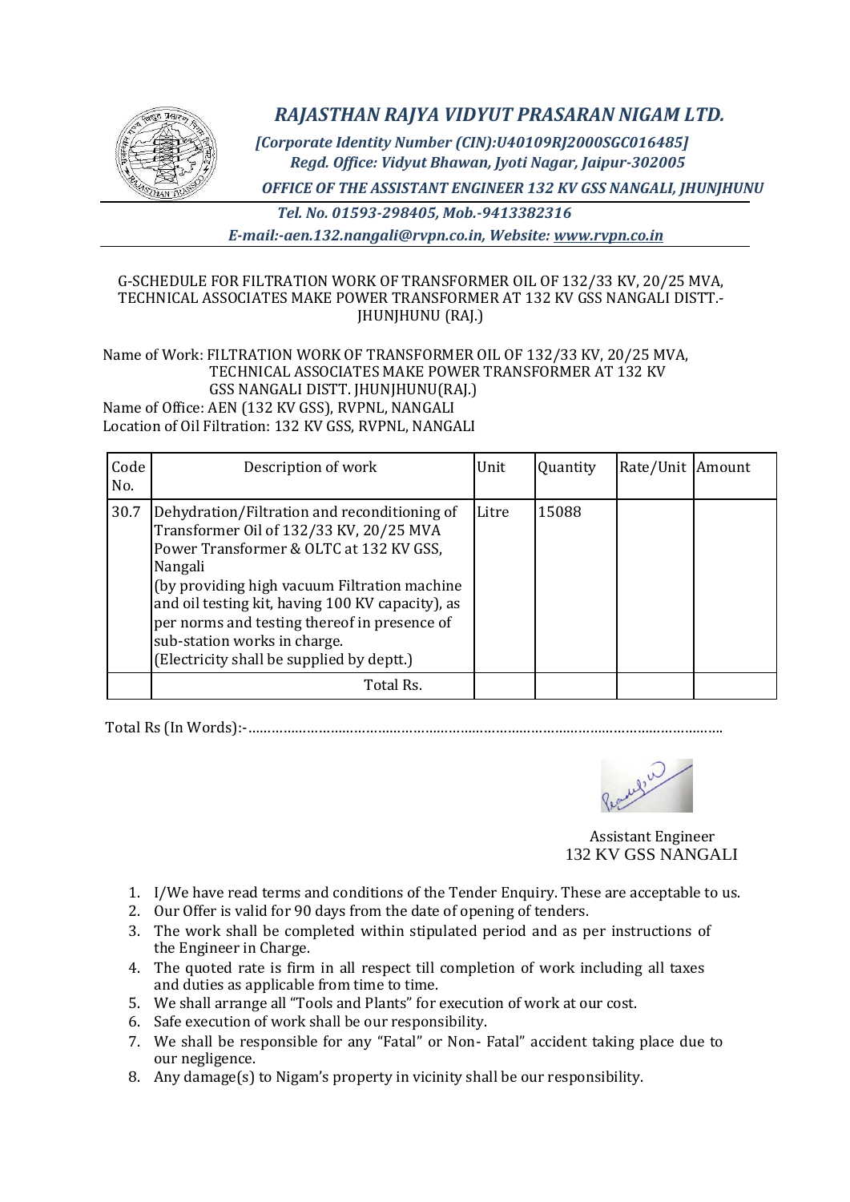# *RAJASTHAN RAJYA VIDYUT PRASARAN NIGAM LTD.*

*[Corporate Identity Number (CIN):U40109RJ2000SGC016485]*
*Regd. Office: Vidyut Bhawan, Jyoti Nagar, Jaipur-302005*

***OFFICE OF THE ASSISTANT ENGINEER 132 KV GSS NANGALI, JHUNJHUNU***

*Tel. No. 01593-298405, Mob.-9413382316*
*E-mail:-aen.132.nangali@rvpn.co.in, Website: www.rvpn.co.in*

G-SCHEDULE FOR FILTRATION WORK OF TRANSFORMER OIL OF 132/33 KV, 20/25 MVA, TECHNICAL ASSOCIATES MAKE POWER TRANSFORMER AT 132 KV GSS NANGALI DISTT.- JHUNJHUNU (RAJ.)

Name of Work: FILTRATION WORK OF TRANSFORMER OIL OF 132/33 KV, 20/25 MVA, TECHNICAL ASSOCIATES MAKE POWER TRANSFORMER AT 132 KV GSS NANGALI DISTT. JHUNJHUNU(RAJ.)
Name of Office: AEN (132 KV GSS), RVPNL, NANGALI
Location of Oil Filtration: 132 KV GSS, RVPNL, NANGALI

| Code No. | Description of work | Unit | Quantity | Rate/Unit | Amount |
|---|---|---|---|---|---|
| 30.7 | Dehydration/Filtration and reconditioning of Transformer Oil of 132/33 KV, 20/25 MVA Power Transformer & OLTC at 132 KV GSS, Nangali (by providing high vacuum Filtration machine and oil testing kit, having 100 KV capacity), as per norms and testing thereof in presence of sub-station works in charge. (Electricity shall be supplied by deptt.) | Litre | 15088 | | |
| | Total Rs. | | | | |

Total Rs (In Words):-……………………………………………………………………………………………

Assistant Engineer
132 KV GSS NANGALI

1. I/We have read terms and conditions of the Tender Enquiry. These are acceptable to us.
2. Our Offer is valid for 90 days from the date of opening of tenders.
3. The work shall be completed within stipulated period and as per instructions of the Engineer in Charge.
4. The quoted rate is firm in all respect till completion of work including all taxes and duties as applicable from time to time.
5. We shall arrange all "Tools and Plants" for execution of work at our cost.
6. Safe execution of work shall be our responsibility.
7. We shall be responsible for any "Fatal" or Non- Fatal" accident taking place due to our negligence.
8. Any damage(s) to Nigam's property in vicinity shall be our responsibility.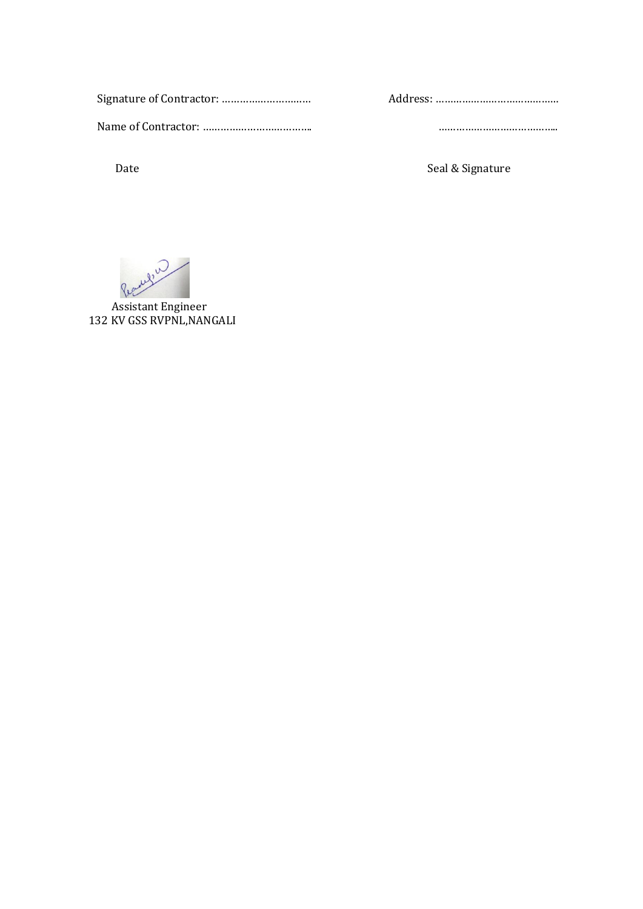Signature of Contractor: ……………………….                Address: ……………………………………

Name of Contractor: ………………………………                ………………………………….

Date                                                                                    Seal & Signature

Assistant Engineer
132 KV GSS RVPNL,NANGALI